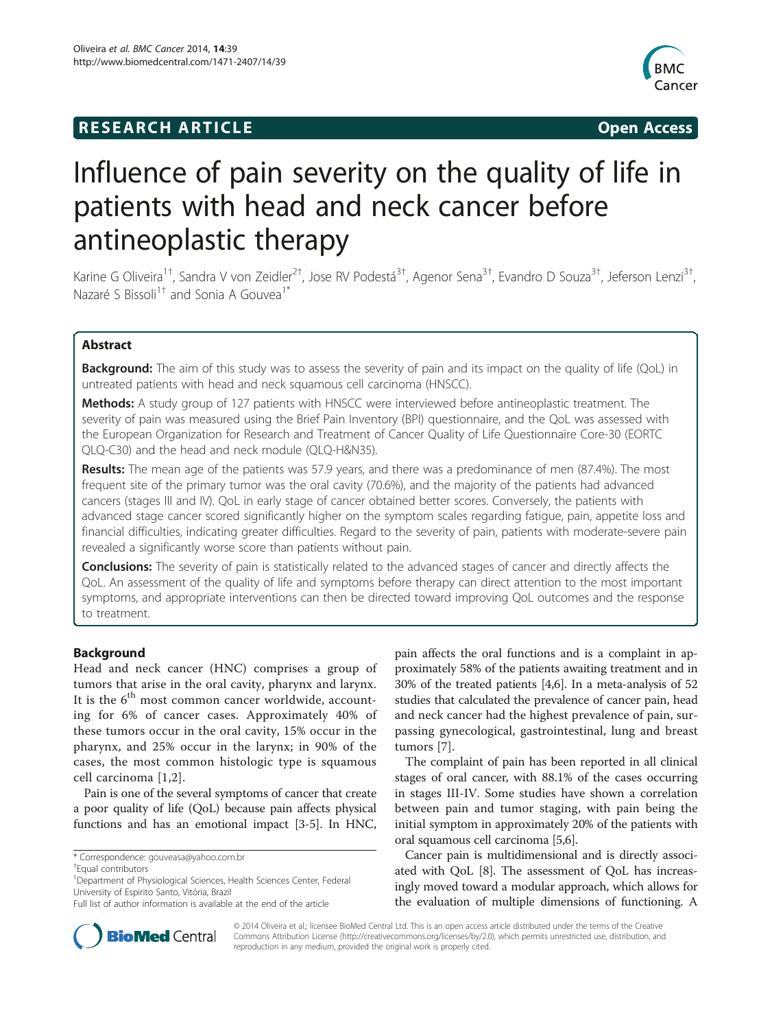**RESEARCH ARTICLE** **Open Access**

# Influence of pain severity on the quality of life in patients with head and neck cancer before antineoplastic therapy

Karine G Oliveira[1†], Sandra V von Zeidler[2†], Jose RV Podestá[3†], Agenor Sena[3†], Evandro D Souza[3†], Jeferson Lenzi[3†], Nazaré S Bissoli[1†] and Sonia A Gouvea[1*]

## Abstract

**Background:** The aim of this study was to assess the severity of pain and its impact on the quality of life (QoL) in untreated patients with head and neck squamous cell carcinoma (HNSCC).

**Methods:** A study group of 127 patients with HNSCC were interviewed before antineoplastic treatment. The severity of pain was measured using the Brief Pain Inventory (BPI) questionnaire, and the QoL was assessed with the European Organization for Research and Treatment of Cancer Quality of Life Questionnaire Core-30 (EORTC QLQ-C30) and the head and neck module (QLQ-H&N35).

**Results:** The mean age of the patients was 57.9 years, and there was a predominance of men (87.4%). The most frequent site of the primary tumor was the oral cavity (70.6%), and the majority of the patients had advanced cancers (stages III and IV). QoL in early stage of cancer obtained better scores. Conversely, the patients with advanced stage cancer scored significantly higher on the symptom scales regarding fatigue, pain, appetite loss and financial difficulties, indicating greater difficulties. Regard to the severity of pain, patients with moderate-severe pain revealed a significantly worse score than patients without pain.

**Conclusions:** The severity of pain is statistically related to the advanced stages of cancer and directly affects the QoL. An assessment of the quality of life and symptoms before therapy can direct attention to the most important symptoms, and appropriate interventions can then be directed toward improving QoL outcomes and the response to treatment.

## Background

Head and neck cancer (HNC) comprises a group of tumors that arise in the oral cavity, pharynx and larynx. It is the 6[th] most common cancer worldwide, accounting for 6% of cancer cases. Approximately 40% of these tumors occur in the oral cavity, 15% occur in the pharynx, and 25% occur in the larynx; in 90% of the cases, the most common histologic type is squamous cell carcinoma [1,2].

Pain is one of the several symptoms of cancer that create a poor quality of life (QoL) because pain affects physical functions and has an emotional impact [3-5]. In HNC, pain affects the oral functions and is a complaint in approximately 58% of the patients awaiting treatment and in 30% of the treated patients [4,6]. In a meta-analysis of 52 studies that calculated the prevalence of cancer pain, head and neck cancer had the highest prevalence of pain, surpassing gynecological, gastrointestinal, lung and breast tumors [7].

The complaint of pain has been reported in all clinical stages of oral cancer, with 88.1% of the cases occurring in stages III-IV. Some studies have shown a correlation between pain and tumor staging, with pain being the initial symptom in approximately 20% of the patients with oral squamous cell carcinoma [5,6].

Cancer pain is multidimensional and is directly associated with QoL [8]. The assessment of QoL has increasingly moved toward a modular approach, which allows for the evaluation of multiple dimensions of functioning. A

\* Correspondence: gouveasa@yahoo.com.br
†Equal contributors
[1]Department of Physiological Sciences, Health Sciences Center, Federal University of Espirito Santo, Vitória, Brazil
Full list of author information is available at the end of the article

© 2014 Oliveira et al.; licensee BioMed Central Ltd. This is an open access article distributed under the terms of the Creative Commons Attribution License (http://creativecommons.org/licenses/by/2.0), which permits unrestricted use, distribution, and reproduction in any medium, provided the original work is properly cited.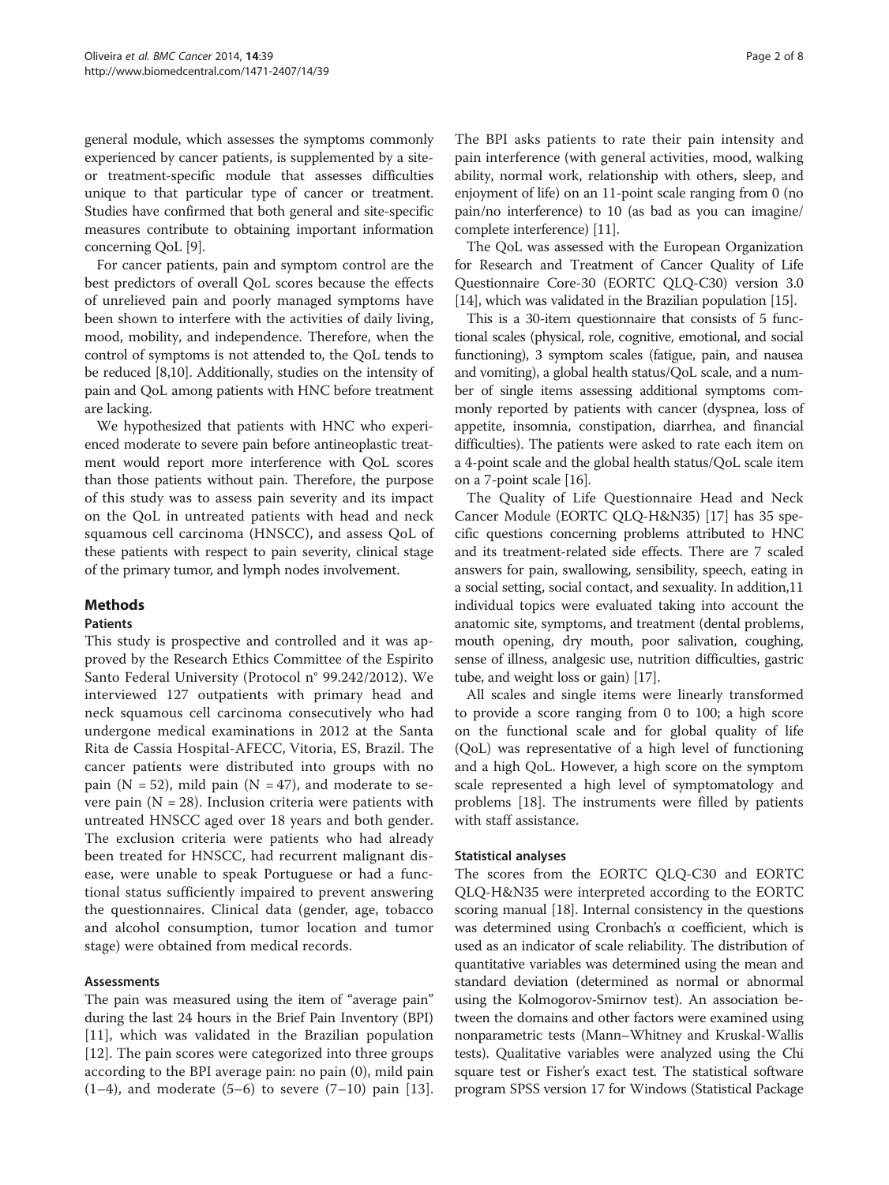general module, which assesses the symptoms commonly experienced by cancer patients, is supplemented by a site- or treatment-specific module that assesses difficulties unique to that particular type of cancer or treatment. Studies have confirmed that both general and site-specific measures contribute to obtaining important information concerning QoL [9].

For cancer patients, pain and symptom control are the best predictors of overall QoL scores because the effects of unrelieved pain and poorly managed symptoms have been shown to interfere with the activities of daily living, mood, mobility, and independence. Therefore, when the control of symptoms is not attended to, the QoL tends to be reduced [8,10]. Additionally, studies on the intensity of pain and QoL among patients with HNC before treatment are lacking.

We hypothesized that patients with HNC who experienced moderate to severe pain before antineoplastic treatment would report more interference with QoL scores than those patients without pain. Therefore, the purpose of this study was to assess pain severity and its impact on the QoL in untreated patients with head and neck squamous cell carcinoma (HNSCC), and assess QoL of these patients with respect to pain severity, clinical stage of the primary tumor, and lymph nodes involvement.

## Methods

### Patients

This study is prospective and controlled and it was approved by the Research Ethics Committee of the Espirito Santo Federal University (Protocol n° 99.242/2012). We interviewed 127 outpatients with primary head and neck squamous cell carcinoma consecutively who had undergone medical examinations in 2012 at the Santa Rita de Cassia Hospital-AFECC, Vitoria, ES, Brazil. The cancer patients were distributed into groups with no pain (N = 52), mild pain (N = 47), and moderate to severe pain (N = 28). Inclusion criteria were patients with untreated HNSCC aged over 18 years and both gender. The exclusion criteria were patients who had already been treated for HNSCC, had recurrent malignant disease, were unable to speak Portuguese or had a functional status sufficiently impaired to prevent answering the questionnaires. Clinical data (gender, age, tobacco and alcohol consumption, tumor location and tumor stage) were obtained from medical records.

### Assessments

The pain was measured using the item of "average pain" during the last 24 hours in the Brief Pain Inventory (BPI) [11], which was validated in the Brazilian population [12]. The pain scores were categorized into three groups according to the BPI average pain: no pain (0), mild pain (1–4), and moderate (5–6) to severe (7–10) pain [13]. The BPI asks patients to rate their pain intensity and pain interference (with general activities, mood, walking ability, normal work, relationship with others, sleep, and enjoyment of life) on an 11-point scale ranging from 0 (no pain/no interference) to 10 (as bad as you can imagine/complete interference) [11].

The QoL was assessed with the European Organization for Research and Treatment of Cancer Quality of Life Questionnaire Core-30 (EORTC QLQ-C30) version 3.0 [14], which was validated in the Brazilian population [15].

This is a 30-item questionnaire that consists of 5 functional scales (physical, role, cognitive, emotional, and social functioning), 3 symptom scales (fatigue, pain, and nausea and vomiting), a global health status/QoL scale, and a number of single items assessing additional symptoms commonly reported by patients with cancer (dyspnea, loss of appetite, insomnia, constipation, diarrhea, and financial difficulties). The patients were asked to rate each item on a 4-point scale and the global health status/QoL scale item on a 7-point scale [16].

The Quality of Life Questionnaire Head and Neck Cancer Module (EORTC QLQ-H&N35) [17] has 35 specific questions concerning problems attributed to HNC and its treatment-related side effects. There are 7 scaled answers for pain, swallowing, sensibility, speech, eating in a social setting, social contact, and sexuality. In addition,11 individual topics were evaluated taking into account the anatomic site, symptoms, and treatment (dental problems, mouth opening, dry mouth, poor salivation, coughing, sense of illness, analgesic use, nutrition difficulties, gastric tube, and weight loss or gain) [17].

All scales and single items were linearly transformed to provide a score ranging from 0 to 100; a high score on the functional scale and for global quality of life (QoL) was representative of a high level of functioning and a high QoL. However, a high score on the symptom scale represented a high level of symptomatology and problems [18]. The instruments were filled by patients with staff assistance.

### Statistical analyses

The scores from the EORTC QLQ-C30 and EORTC QLQ-H&N35 were interpreted according to the EORTC scoring manual [18]. Internal consistency in the questions was determined using Cronbach's α coefficient, which is used as an indicator of scale reliability. The distribution of quantitative variables was determined using the mean and standard deviation (determined as normal or abnormal using the Kolmogorov-Smirnov test). An association between the domains and other factors were examined using nonparametric tests (Mann–Whitney and Kruskal-Wallis tests). Qualitative variables were analyzed using the Chi square test or Fisher's exact test. The statistical software program SPSS version 17 for Windows (Statistical Package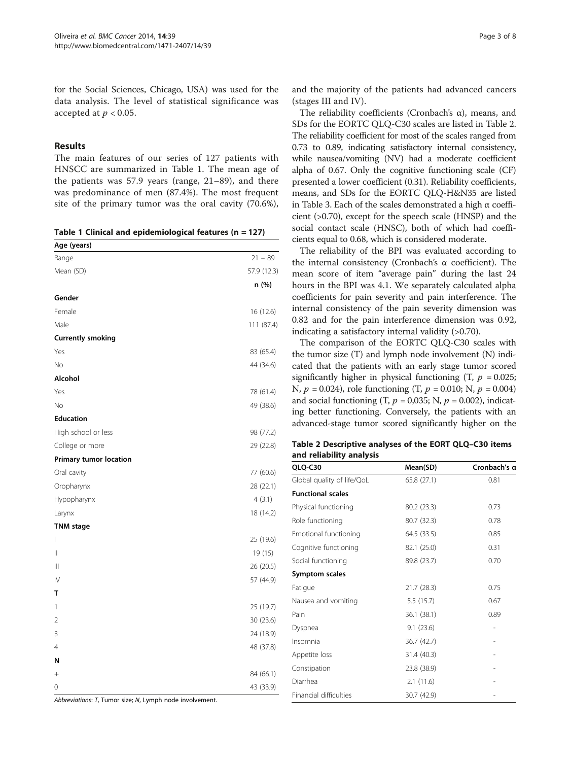for the Social Sciences, Chicago, USA) was used for the data analysis. The level of statistical significance was accepted at $p < 0.05$.

## Results

The main features of our series of 127 patients with HNSCC are summarized in Table 1. The mean age of the patients was 57.9 years (range, 21–89), and there was predominance of men (87.4%). The most frequent site of the primary tumor was the oral cavity (70.6%), and the majority of the patients had advanced cancers (stages III and IV).

**Table 1 Clinical and epidemiological features (n = 127)**

| Age (years) | |
|---|---|
| Range | 21 – 89 |
| Mean (SD) | 57.9 (12.3) |
| | **n (%)** |
| **Gender** | |
| Female | 16 (12.6) |
| Male | 111 (87.4) |
| **Currently smoking** | |
| Yes | 83 (65.4) |
| No | 44 (34.6) |
| **Alcohol** | |
| Yes | 78 (61.4) |
| No | 49 (38.6) |
| **Education** | |
| High school or less | 98 (77.2) |
| College or more | 29 (22.8) |
| **Primary tumor location** | |
| Oral cavity | 77 (60.6) |
| Oropharynx | 28 (22.1) |
| Hypopharynx | 4 (3.1) |
| Larynx | 18 (14.2) |
| **TNM stage** | |
| I | 25 (19.6) |
| II | 19 (15) |
| III | 26 (20.5) |
| IV | 57 (44.9) |
| **T** | |
| 1 | 25 (19.7) |
| 2 | 30 (23.6) |
| 3 | 24 (18.9) |
| 4 | 48 (37.8) |
| **N** | |
| + | 84 (66.1) |
| 0 | 43 (33.9) |

*Abbreviations*: *T*, Tumor size; *N*, Lymph node involvement.

The reliability coefficients (Cronbach's α), means, and SDs for the EORTC QLQ-C30 scales are listed in Table 2. The reliability coefficient for most of the scales ranged from 0.73 to 0.89, indicating satisfactory internal consistency, while nausea/vomiting (NV) had a moderate coefficient alpha of 0.67. Only the cognitive functioning scale (CF) presented a lower coefficient (0.31). Reliability coefficients, means, and SDs for the EORTC QLQ-H&N35 are listed in Table 3. Each of the scales demonstrated a high α coefficient (>0.70), except for the speech scale (HNSP) and the social contact scale (HNSC), both of which had coefficients equal to 0.68, which is considered moderate.

The reliability of the BPI was evaluated according to the internal consistency (Cronbach's α coefficient). The mean score of item "average pain" during the last 24 hours in the BPI was 4.1. We separately calculated alpha coefficients for pain severity and pain interference. The internal consistency of the pain severity dimension was 0.82 and for the pain interference dimension was 0.92, indicating a satisfactory internal validity (>0.70).

The comparison of the EORTC QLQ-C30 scales with the tumor size (T) and lymph node involvement (N) indicated that the patients with an early stage tumor scored significantly higher in physical functioning (T, $p = 0.025$; N, $p = 0.024$), role functioning (T, $p = 0.010$; N, $p = 0.004$) and social functioning (T, $p = 0,035$; N, $p = 0.002$), indicating better functioning. Conversely, the patients with an advanced-stage tumor scored significantly higher on the

**Table 2 Descriptive analyses of the EORT QLQ–C30 items and reliability analysis**

| QLQ-C30 | Mean(SD) | Cronbach's α |
|---|---|---|
| Global quality of life/QoL | 65.8 (27.1) | 0.81 |
| **Functional scales** | | |
| Physical functioning | 80.2 (23.3) | 0.73 |
| Role functioning | 80.7 (32.3) | 0.78 |
| Emotional functioning | 64.5 (33.5) | 0.85 |
| Cognitive functioning | 82.1 (25.0) | 0.31 |
| Social functioning | 89.8 (23.7) | 0.70 |
| **Symptom scales** | | |
| Fatigue | 21.7 (28.3) | 0.75 |
| Nausea and vomiting | 5.5 (15.7) | 0.67 |
| Pain | 36.1 (38.1) | 0.89 |
| Dyspnea | 9.1 (23.6) | - |
| Insomnia | 36.7 (42.7) | - |
| Appetite loss | 31.4 (40.3) | - |
| Constipation | 23.8 (38.9) | - |
| Diarrhea | 2.1 (11.6) | - |
| Financial difficulties | 30.7 (42.9) | - |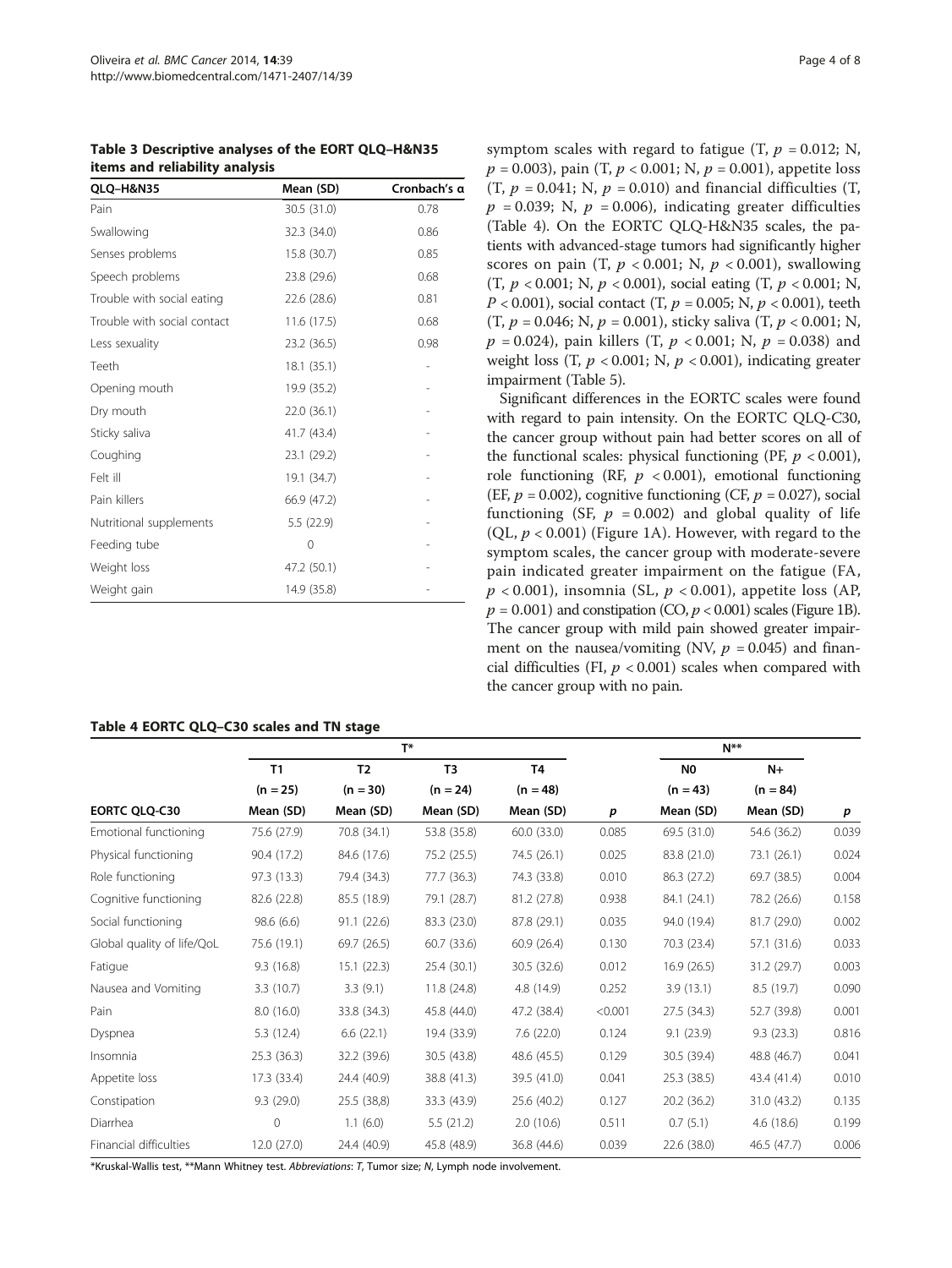**Table 3 Descriptive analyses of the EORT QLQ–H&N35 items and reliability analysis**

| QLQ–H&N35 | Mean (SD) | Cronbach's α |
|---|---|---|
| Pain | 30.5 (31.0) | 0.78 |
| Swallowing | 32.3 (34.0) | 0.86 |
| Senses problems | 15.8 (30.7) | 0.85 |
| Speech problems | 23.8 (29.6) | 0.68 |
| Trouble with social eating | 22.6 (28.6) | 0.81 |
| Trouble with social contact | 11.6 (17.5) | 0.68 |
| Less sexuality | 23.2 (36.5) | 0.98 |
| Teeth | 18.1 (35.1) | - |
| Opening mouth | 19.9 (35.2) | - |
| Dry mouth | 22.0 (36.1) | - |
| Sticky saliva | 41.7 (43.4) | - |
| Coughing | 23.1 (29.2) | - |
| Felt ill | 19.1 (34.7) | - |
| Pain killers | 66.9 (47.2) | - |
| Nutritional supplements | 5.5 (22.9) | - |
| Feeding tube | 0 | - |
| Weight loss | 47.2 (50.1) | - |
| Weight gain | 14.9 (35.8) | - |

symptom scales with regard to fatigue (T, $p = 0.012$; N, $p = 0.003$), pain (T, $p < 0.001$; N, $p = 0.001$), appetite loss (T, $p = 0.041$; N, $p = 0.010$) and financial difficulties (T, $p = 0.039$; N, $p = 0.006$), indicating greater difficulties (Table 4). On the EORTC QLQ-H&N35 scales, the patients with advanced-stage tumors had significantly higher scores on pain (T, $p < 0.001$; N, $p < 0.001$), swallowing (T, $p < 0.001$; N, $p < 0.001$), social eating (T, $p < 0.001$; N, $P < 0.001$), social contact (T, $p = 0.005$; N, $p < 0.001$), teeth (T, $p = 0.046$; N, $p = 0.001$), sticky saliva (T, $p < 0.001$; N, $p = 0.024$), pain killers (T, $p < 0.001$; N, $p = 0.038$) and weight loss (T, $p < 0.001$; N, $p < 0.001$), indicating greater impairment (Table 5).

Significant differences in the EORTC scales were found with regard to pain intensity. On the EORTC QLQ-C30, the cancer group without pain had better scores on all of the functional scales: physical functioning (PF, $p < 0.001$), role functioning (RF, $p < 0.001$), emotional functioning (EF, $p = 0.002$), cognitive functioning (CF, $p = 0.027$), social functioning (SF, $p = 0.002$) and global quality of life (QL, $p < 0.001$) (Figure 1A). However, with regard to the symptom scales, the cancer group with moderate-severe pain indicated greater impairment on the fatigue (FA, $p < 0.001$), insomnia (SL, $p < 0.001$), appetite loss (AP, $p = 0.001$) and constipation (CO, $p < 0.001$) scales (Figure 1B). The cancer group with mild pain showed greater impairment on the nausea/vomiting (NV, $p = 0.045$) and financial difficulties (FI, $p < 0.001$) scales when compared with the cancer group with no pain.

**Table 4 EORTC QLQ–C30 scales and TN stage**

| | T* | | | | | N** | | |
|---|---|---|---|---|---|---|---|---|
| | T1 (n = 25) | T2 (n = 30) | T3 (n = 24) | T4 (n = 48) | | N0 (n = 43) | N+ (n = 84) | |
| EORTC QLQ-C30 | Mean (SD) | Mean (SD) | Mean (SD) | Mean (SD) | p | Mean (SD) | Mean (SD) | p |
| Emotional functioning | 75.6 (27.9) | 70.8 (34.1) | 53.8 (35.8) | 60.0 (33.0) | 0.085 | 69.5 (31.0) | 54.6 (36.2) | 0.039 |
| Physical functioning | 90.4 (17.2) | 84.6 (17.6) | 75.2 (25.5) | 74.5 (26.1) | 0.025 | 83.8 (21.0) | 73.1 (26.1) | 0.024 |
| Role functioning | 97.3 (13.3) | 79.4 (34.3) | 77.7 (36.3) | 74.3 (33.8) | 0.010 | 86.3 (27.2) | 69.7 (38.5) | 0.004 |
| Cognitive functioning | 82.6 (22.8) | 85.5 (18.9) | 79.1 (28.7) | 81.2 (27.8) | 0.938 | 84.1 (24.1) | 78.2 (26.6) | 0.158 |
| Social functioning | 98.6 (6.6) | 91.1 (22.6) | 83.3 (23.0) | 87.8 (29.1) | 0.035 | 94.0 (19.4) | 81.7 (29.0) | 0.002 |
| Global quality of life/QoL | 75.6 (19.1) | 69.7 (26.5) | 60.7 (33.6) | 60.9 (26.4) | 0.130 | 70.3 (23.4) | 57.1 (31.6) | 0.033 |
| Fatigue | 9.3 (16.8) | 15.1 (22.3) | 25.4 (30.1) | 30.5 (32.6) | 0.012 | 16.9 (26.5) | 31.2 (29.7) | 0.003 |
| Nausea and Vomiting | 3.3 (10.7) | 3.3 (9.1) | 11.8 (24.8) | 4.8 (14.9) | 0.252 | 3.9 (13.1) | 8.5 (19.7) | 0.090 |
| Pain | 8.0 (16.0) | 33.8 (34.3) | 45.8 (44.0) | 47.2 (38.4) | <0.001 | 27.5 (34.3) | 52.7 (39.8) | 0.001 |
| Dyspnea | 5.3 (12.4) | 6.6 (22.1) | 19.4 (33.9) | 7.6 (22.0) | 0.124 | 9.1 (23.9) | 9.3 (23.3) | 0.816 |
| Insomnia | 25.3 (36.3) | 32.2 (39.6) | 30.5 (43.8) | 48.6 (45.5) | 0.129 | 30.5 (39.4) | 48.8 (46.7) | 0.041 |
| Appetite loss | 17.3 (33.4) | 24.4 (40.9) | 38.8 (41.3) | 39.5 (41.0) | 0.041 | 25.3 (38.5) | 43.4 (41.4) | 0.010 |
| Constipation | 9.3 (29.0) | 25.5 (38,8) | 33.3 (43.9) | 25.6 (40.2) | 0.127 | 20.2 (36.2) | 31.0 (43.2) | 0.135 |
| Diarrhea | 0 | 1.1 (6.0) | 5.5 (21.2) | 2.0 (10.6) | 0.511 | 0.7 (5.1) | 4.6 (18.6) | 0.199 |
| Financial difficulties | 12.0 (27.0) | 24.4 (40.9) | 45.8 (48.9) | 36.8 (44.6) | 0.039 | 22.6 (38.0) | 46.5 (47.7) | 0.006 |

*Kruskal-Wallis test, **Mann Whitney test. *Abbreviations*: *T*, Tumor size; *N*, Lymph node involvement.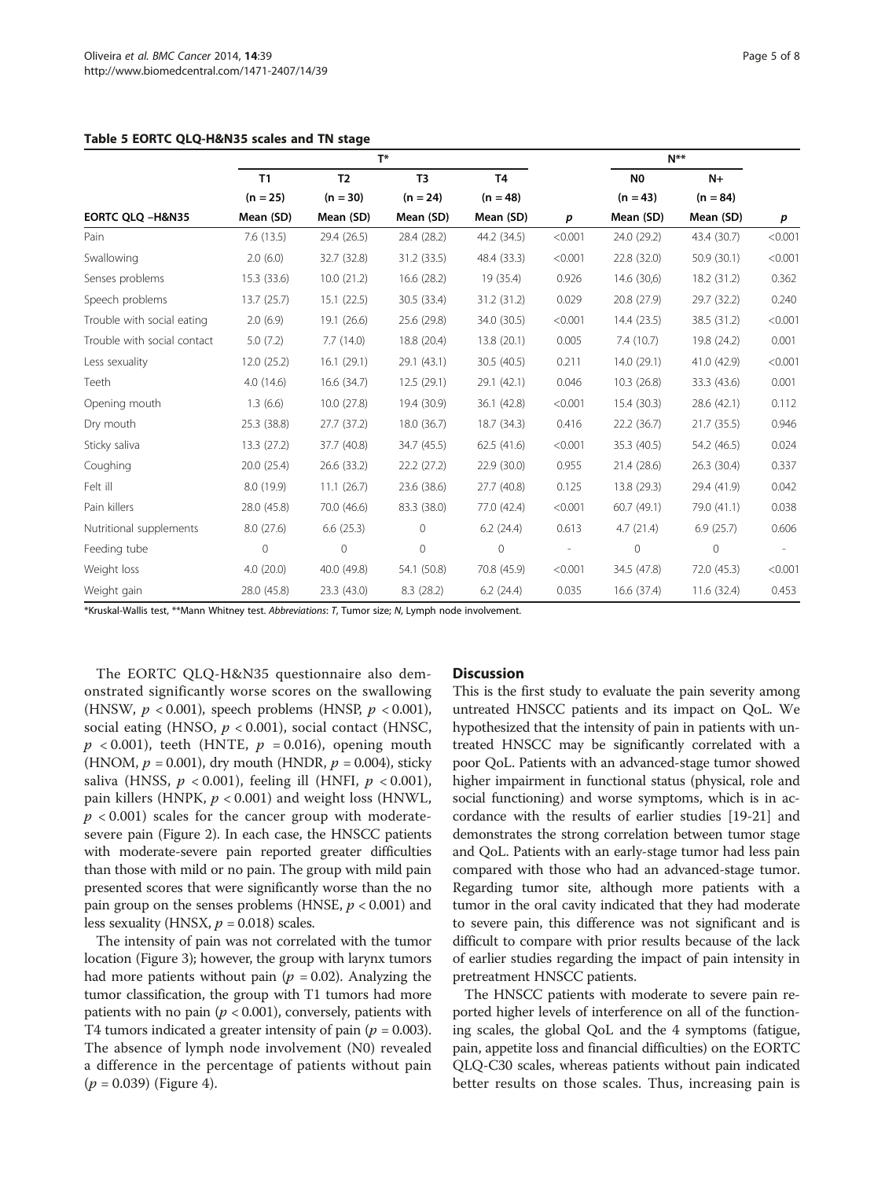**Table 5 EORTC QLQ-H&N35 scales and TN stage**

| | T* | | | | | N** | | |
|---|---|---|---|---|---|---|---|---|
| | T1 | T2 | T3 | T4 | | N0 | N+ | |
| | (n = 25) | (n = 30) | (n = 24) | (n = 48) | | (n = 43) | (n = 84) | |
| EORTC QLQ –H&N35 | Mean (SD) | Mean (SD) | Mean (SD) | Mean (SD) | p | Mean (SD) | Mean (SD) | p |
| Pain | 7.6 (13.5) | 29.4 (26.5) | 28.4 (28.2) | 44.2 (34.5) | <0.001 | 24.0 (29.2) | 43.4 (30.7) | <0.001 |
| Swallowing | 2.0 (6.0) | 32.7 (32.8) | 31.2 (33.5) | 48.4 (33.3) | <0.001 | 22.8 (32.0) | 50.9 (30.1) | <0.001 |
| Senses problems | 15.3 (33.6) | 10.0 (21.2) | 16.6 (28.2) | 19 (35.4) | 0.926 | 14.6 (30,6) | 18.2 (31.2) | 0.362 |
| Speech problems | 13.7 (25.7) | 15.1 (22.5) | 30.5 (33.4) | 31.2 (31.2) | 0.029 | 20.8 (27.9) | 29.7 (32.2) | 0.240 |
| Trouble with social eating | 2.0 (6.9) | 19.1 (26.6) | 25.6 (29.8) | 34.0 (30.5) | <0.001 | 14.4 (23.5) | 38.5 (31.2) | <0.001 |
| Trouble with social contact | 5.0 (7.2) | 7.7 (14.0) | 18.8 (20.4) | 13.8 (20.1) | 0.005 | 7.4 (10.7) | 19.8 (24.2) | 0.001 |
| Less sexuality | 12.0 (25.2) | 16.1 (29.1) | 29.1 (43.1) | 30.5 (40.5) | 0.211 | 14.0 (29.1) | 41.0 (42.9) | <0.001 |
| Teeth | 4.0 (14.6) | 16.6 (34.7) | 12.5 (29.1) | 29.1 (42.1) | 0.046 | 10.3 (26.8) | 33.3 (43.6) | 0.001 |
| Opening mouth | 1.3 (6.6) | 10.0 (27.8) | 19.4 (30.9) | 36.1 (42.8) | <0.001 | 15.4 (30.3) | 28.6 (42.1) | 0.112 |
| Dry mouth | 25.3 (38.8) | 27.7 (37.2) | 18.0 (36.7) | 18.7 (34.3) | 0.416 | 22.2 (36.7) | 21.7 (35.5) | 0.946 |
| Sticky saliva | 13.3 (27.2) | 37.7 (40.8) | 34.7 (45.5) | 62.5 (41.6) | <0.001 | 35.3 (40.5) | 54.2 (46.5) | 0.024 |
| Coughing | 20.0 (25.4) | 26.6 (33.2) | 22.2 (27.2) | 22.9 (30.0) | 0.955 | 21.4 (28.6) | 26.3 (30.4) | 0.337 |
| Felt ill | 8.0 (19.9) | 11.1 (26.7) | 23.6 (38.6) | 27.7 (40.8) | 0.125 | 13.8 (29.3) | 29.4 (41.9) | 0.042 |
| Pain killers | 28.0 (45.8) | 70.0 (46.6) | 83.3 (38.0) | 77.0 (42.4) | <0.001 | 60.7 (49.1) | 79.0 (41.1) | 0.038 |
| Nutritional supplements | 8.0 (27.6) | 6.6 (25.3) | 0 | 6.2 (24.4) | 0.613 | 4.7 (21.4) | 6.9 (25.7) | 0.606 |
| Feeding tube | 0 | 0 | 0 | 0 | - | 0 | 0 | - |
| Weight loss | 4.0 (20.0) | 40.0 (49.8) | 54.1 (50.8) | 70.8 (45.9) | <0.001 | 34.5 (47.8) | 72.0 (45.3) | <0.001 |
| Weight gain | 28.0 (45.8) | 23.3 (43.0) | 8.3 (28.2) | 6.2 (24.4) | 0.035 | 16.6 (37.4) | 11.6 (32.4) | 0.453 |

*Kruskal-Wallis test, **Mann Whitney test. *Abbreviations*: *T*, Tumor size; *N*, Lymph node involvement.

The EORTC QLQ-H&N35 questionnaire also demonstrated significantly worse scores on the swallowing (HNSW, $p < 0.001$), speech problems (HNSP, $p < 0.001$), social eating (HNSO, $p < 0.001$), social contact (HNSC, $p < 0.001$), teeth (HNTE, $p = 0.016$), opening mouth (HNOM, $p = 0.001$), dry mouth (HNDR, $p = 0.004$), sticky saliva (HNSS, $p < 0.001$), feeling ill (HNFI, $p < 0.001$), pain killers (HNPK, $p < 0.001$) and weight loss (HNWL, $p < 0.001$) scales for the cancer group with moderate-severe pain (Figure 2). In each case, the HNSCC patients with moderate-severe pain reported greater difficulties than those with mild or no pain. The group with mild pain presented scores that were significantly worse than the no pain group on the senses problems (HNSE, $p < 0.001$) and less sexuality (HNSX, $p = 0.018$) scales.

The intensity of pain was not correlated with the tumor location (Figure 3); however, the group with larynx tumors had more patients without pain ($p = 0.02$). Analyzing the tumor classification, the group with T1 tumors had more patients with no pain ($p < 0.001$), conversely, patients with T4 tumors indicated a greater intensity of pain ($p = 0.003$). The absence of lymph node involvement (N0) revealed a difference in the percentage of patients without pain ($p = 0.039$) (Figure 4).

## Discussion

This is the first study to evaluate the pain severity among untreated HNSCC patients and its impact on QoL. We hypothesized that the intensity of pain in patients with untreated HNSCC may be significantly correlated with a poor QoL. Patients with an advanced-stage tumor showed higher impairment in functional status (physical, role and social functioning) and worse symptoms, which is in accordance with the results of earlier studies [19-21] and demonstrates the strong correlation between tumor stage and QoL. Patients with an early-stage tumor had less pain compared with those who had an advanced-stage tumor. Regarding tumor site, although more patients with a tumor in the oral cavity indicated that they had moderate to severe pain, this difference was not significant and is difficult to compare with prior results because of the lack of earlier studies regarding the impact of pain intensity in pretreatment HNSCC patients.

The HNSCC patients with moderate to severe pain reported higher levels of interference on all of the functioning scales, the global QoL and the 4 symptoms (fatigue, pain, appetite loss and financial difficulties) on the EORTC QLQ-C30 scales, whereas patients without pain indicated better results on those scales. Thus, increasing pain is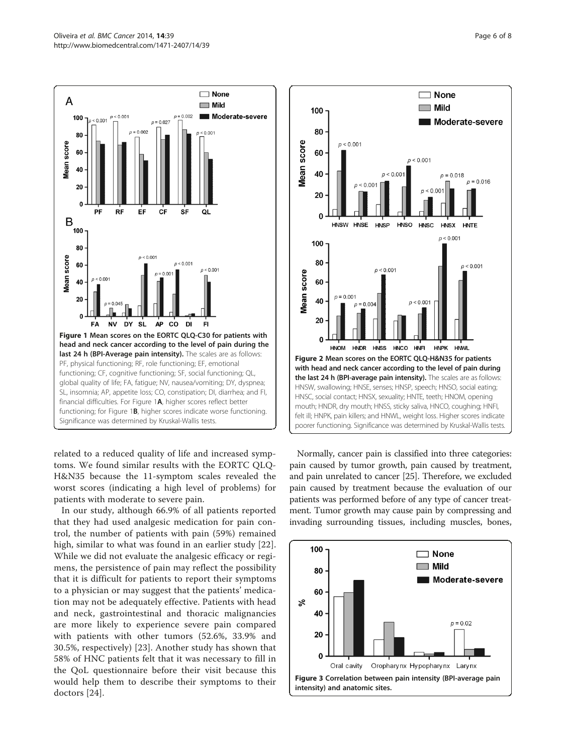**Figure 1 Mean scores on the EORTC QLQ-C30 for patients with head and neck cancer according to the level of pain during the last 24 h (BPI-Average pain intensity).** The scales are as follows: PF, physical functioning; RF, role functioning; EF, emotional functioning; CF, cognitive functioning; SF, social functioning; QL, global quality of life; FA, fatigue; NV, nausea/vomiting; DY, dyspnea; SL, insomnia; AP, appetite loss; CO, constipation; DI, diarrhea; and FI, financial difficulties. For Figure 1**A**, higher scores reflect better functioning; for Figure 1**B**, higher scores indicate worse functioning. Significance was determined by Kruskal-Wallis tests.

**Figure 2 Mean scores on the EORTC QLQ-H&N35 for patients with head and neck cancer according to the level of pain during the last 24 h (BPI-average pain intensity).** The scales are as follows: HNSW, swallowing; HNSE, senses; HNSP, speech; HNSO, social eating; HNSC, social contact; HNSX, sexuality; HNTE, teeth; HNOM, opening mouth; HNDR, dry mouth; HNSS, sticky saliva, HNCO, coughing; HNFI, felt ill; HNPK, pain killers; and HNWL, weight loss. Higher scores indicate poorer functioning. Significance was determined by Kruskal-Wallis tests.

related to a reduced quality of life and increased symptoms. We found similar results with the EORTC QLQ-H&N35 because the 11-symptom scales revealed the worst scores (indicating a high level of problems) for patients with moderate to severe pain.

In our study, although 66.9% of all patients reported that they had used analgesic medication for pain control, the number of patients with pain (59%) remained high, similar to what was found in an earlier study [22]. While we did not evaluate the analgesic efficacy or regimens, the persistence of pain may reflect the possibility that it is difficult for patients to report their symptoms to a physician or may suggest that the patients' medication may not be adequately effective. Patients with head and neck, gastrointestinal and thoracic malignancies are more likely to experience severe pain compared with patients with other tumors (52.6%, 33.9% and 30.5%, respectively) [23]. Another study has shown that 58% of HNC patients felt that it was necessary to fill in the QoL questionnaire before their visit because this would help them to describe their symptoms to their doctors [24].

Normally, cancer pain is classified into three categories: pain caused by tumor growth, pain caused by treatment, and pain unrelated to cancer [25]. Therefore, we excluded pain caused by treatment because the evaluation of our patients was performed before of any type of cancer treatment. Tumor growth may cause pain by compressing and invading surrounding tissues, including muscles, bones,

**Figure 3 Correlation between pain intensity (BPI-average pain intensity) and anatomic sites.**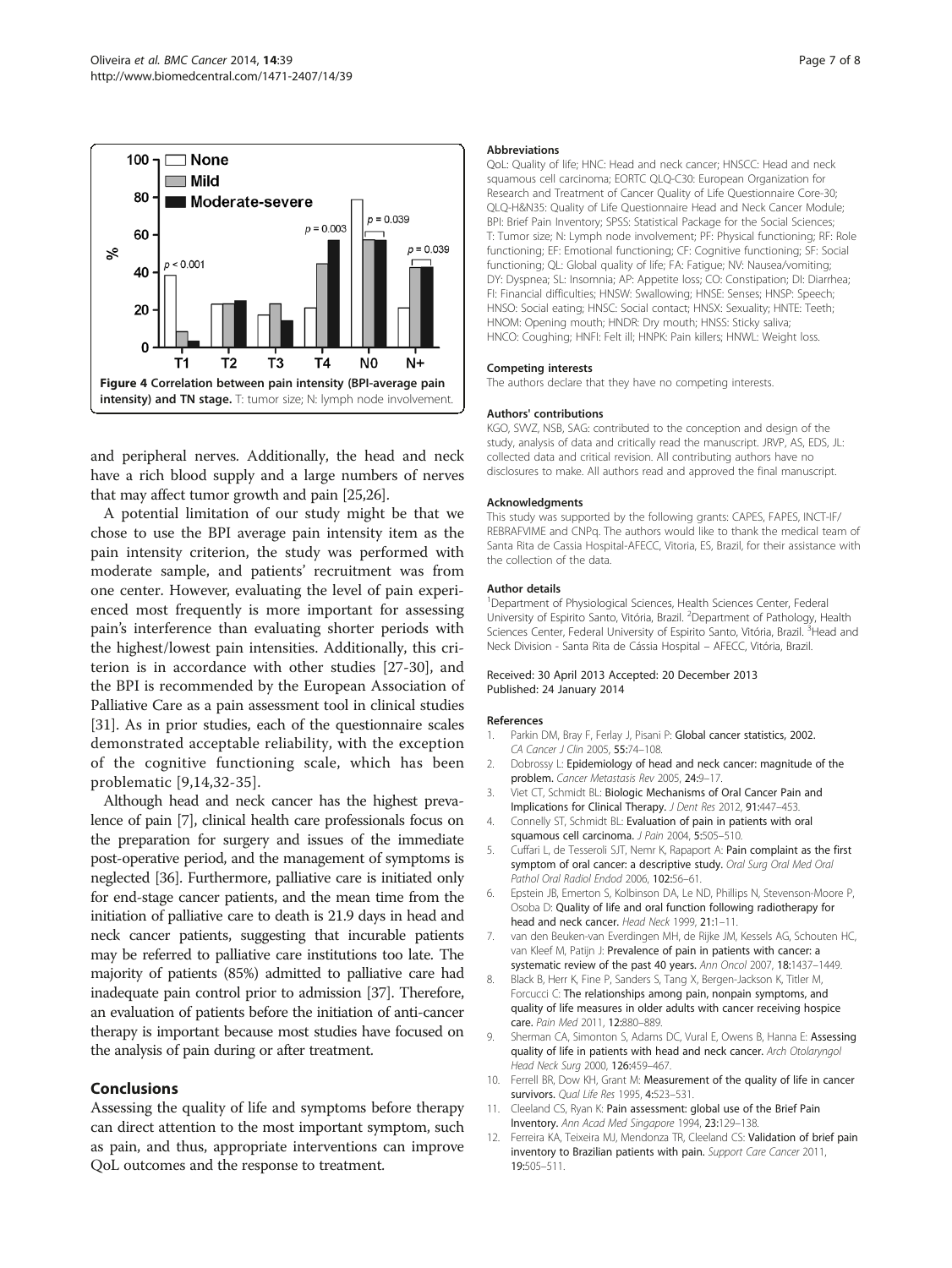**Figure 4 Correlation between pain intensity (BPI-average pain intensity) and TN stage.** T: tumor size; N: lymph node involvement.

and peripheral nerves. Additionally, the head and neck have a rich blood supply and a large numbers of nerves that may affect tumor growth and pain [25,26].

A potential limitation of our study might be that we chose to use the BPI average pain intensity item as the pain intensity criterion, the study was performed with moderate sample, and patients' recruitment was from one center. However, evaluating the level of pain experienced most frequently is more important for assessing pain's interference than evaluating shorter periods with the highest/lowest pain intensities. Additionally, this criterion is in accordance with other studies [27-30], and the BPI is recommended by the European Association of Palliative Care as a pain assessment tool in clinical studies [31]. As in prior studies, each of the questionnaire scales demonstrated acceptable reliability, with the exception of the cognitive functioning scale, which has been problematic [9,14,32-35].

Although head and neck cancer has the highest prevalence of pain [7], clinical health care professionals focus on the preparation for surgery and issues of the immediate post-operative period, and the management of symptoms is neglected [36]. Furthermore, palliative care is initiated only for end-stage cancer patients, and the mean time from the initiation of palliative care to death is 21.9 days in head and neck cancer patients, suggesting that incurable patients may be referred to palliative care institutions too late. The majority of patients (85%) admitted to palliative care had inadequate pain control prior to admission [37]. Therefore, an evaluation of patients before the initiation of anti-cancer therapy is important because most studies have focused on the analysis of pain during or after treatment.

## Conclusions

Assessing the quality of life and symptoms before therapy can direct attention to the most important symptom, such as pain, and thus, appropriate interventions can improve QoL outcomes and the response to treatment.

#### Abbreviations

QoL: Quality of life; HNC: Head and neck cancer; HNSCC: Head and neck squamous cell carcinoma; EORTC QLQ-C30: European Organization for Research and Treatment of Cancer Quality of Life Questionnaire Core-30; QLQ-H&N35: Quality of Life Questionnaire Head and Neck Cancer Module; BPI: Brief Pain Inventory; SPSS: Statistical Package for the Social Sciences; T: Tumor size; N: Lymph node involvement; PF: Physical functioning; RF: Role functioning; EF: Emotional functioning; CF: Cognitive functioning; SF: Social functioning; QL: Global quality of life; FA: Fatigue; NV: Nausea/vomiting; DY: Dyspnea; SL: Insomnia; AP: Appetite loss; CO: Constipation; DI: Diarrhea; FI: Financial difficulties; HNSW: Swallowing; HNSE: Senses; HNSP: Speech; HNSO: Social eating; HNSC: Social contact; HNSX: Sexuality; HNTE: Teeth; HNOM: Opening mouth; HNDR: Dry mouth; HNSS: Sticky saliva; HNCO: Coughing; HNFI: Felt ill; HNPK: Pain killers; HNWL: Weight loss.

#### Competing interests

The authors declare that they have no competing interests.

#### Authors' contributions

KGO, SVVZ, NSB, SAG: contributed to the conception and design of the study, analysis of data and critically read the manuscript. JRVP, AS, EDS, JL: collected data and critical revision. All contributing authors have no disclosures to make. All authors read and approved the final manuscript.

#### Acknowledgments

This study was supported by the following grants: CAPES, FAPES, INCT-IF/REBRAFVIME and CNPq. The authors would like to thank the medical team of Santa Rita de Cassia Hospital-AFECC, Vitoria, ES, Brazil, for their assistance with the collection of the data.

#### Author details

[1]Department of Physiological Sciences, Health Sciences Center, Federal University of Espirito Santo, Vitória, Brazil. [2]Department of Pathology, Health Sciences Center, Federal University of Espirito Santo, Vitória, Brazil. [3]Head and Neck Division - Santa Rita de Cássia Hospital – AFECC, Vitória, Brazil.

Received: 30 April 2013 Accepted: 20 December 2013
Published: 24 January 2014

#### References

1. Parkin DM, Bray F, Ferlay J, Pisani P: **Global cancer statistics, 2002.** *CA Cancer J Clin* 2005, **55:**74–108.
2. Dobrossy L: **Epidemiology of head and neck cancer: magnitude of the problem.** *Cancer Metastasis Rev* 2005, **24:**9–17.
3. Viet CT, Schmidt BL: **Biologic Mechanisms of Oral Cancer Pain and Implications for Clinical Therapy.** *J Dent Res* 2012, **91:**447–453.
4. Connelly ST, Schmidt BL: **Evaluation of pain in patients with oral squamous cell carcinoma.** *J Pain* 2004, **5:**505–510.
5. Cuffari L, de Tesseroli SJT, Nemr K, Rapaport A: **Pain complaint as the first symptom of oral cancer: a descriptive study.** *Oral Surg Oral Med Oral Pathol Oral Radiol Endod* 2006, **102:**56–61.
6. Epstein JB, Emerton S, Kolbinson DA, Le ND, Phillips N, Stevenson-Moore P, Osoba D: **Quality of life and oral function following radiotherapy for head and neck cancer.** *Head Neck* 1999, **21:**1–11.
7. van den Beuken-van Everdingen MH, de Rijke JM, Kessels AG, Schouten HC, van Kleef M, Patijn J: **Prevalence of pain in patients with cancer: a systematic review of the past 40 years.** *Ann Oncol* 2007, **18:**1437–1449.
8. Black B, Herr K, Fine P, Sanders S, Tang X, Bergen-Jackson K, Titler M, Forcucci C: **The relationships among pain, nonpain symptoms, and quality of life measures in older adults with cancer receiving hospice care.** *Pain Med* 2011, **12:**880–889.
9. Sherman CA, Simonton S, Adams DC, Vural E, Owens B, Hanna E: **Assessing quality of life in patients with head and neck cancer.** *Arch Otolaryngol Head Neck Surg* 2000, **126:**459–467.
10. Ferrell BR, Dow KH, Grant M: **Measurement of the quality of life in cancer survivors.** *Qual Life Res* 1995, **4:**523–531.
11. Cleeland CS, Ryan K: **Pain assessment: global use of the Brief Pain Inventory.** *Ann Acad Med Singapore* 1994, **23:**129–138.
12. Ferreira KA, Teixeira MJ, Mendonza TR, Cleeland CS: **Validation of brief pain inventory to Brazilian patients with pain.** *Support Care Cancer* 2011, **19:**505–511.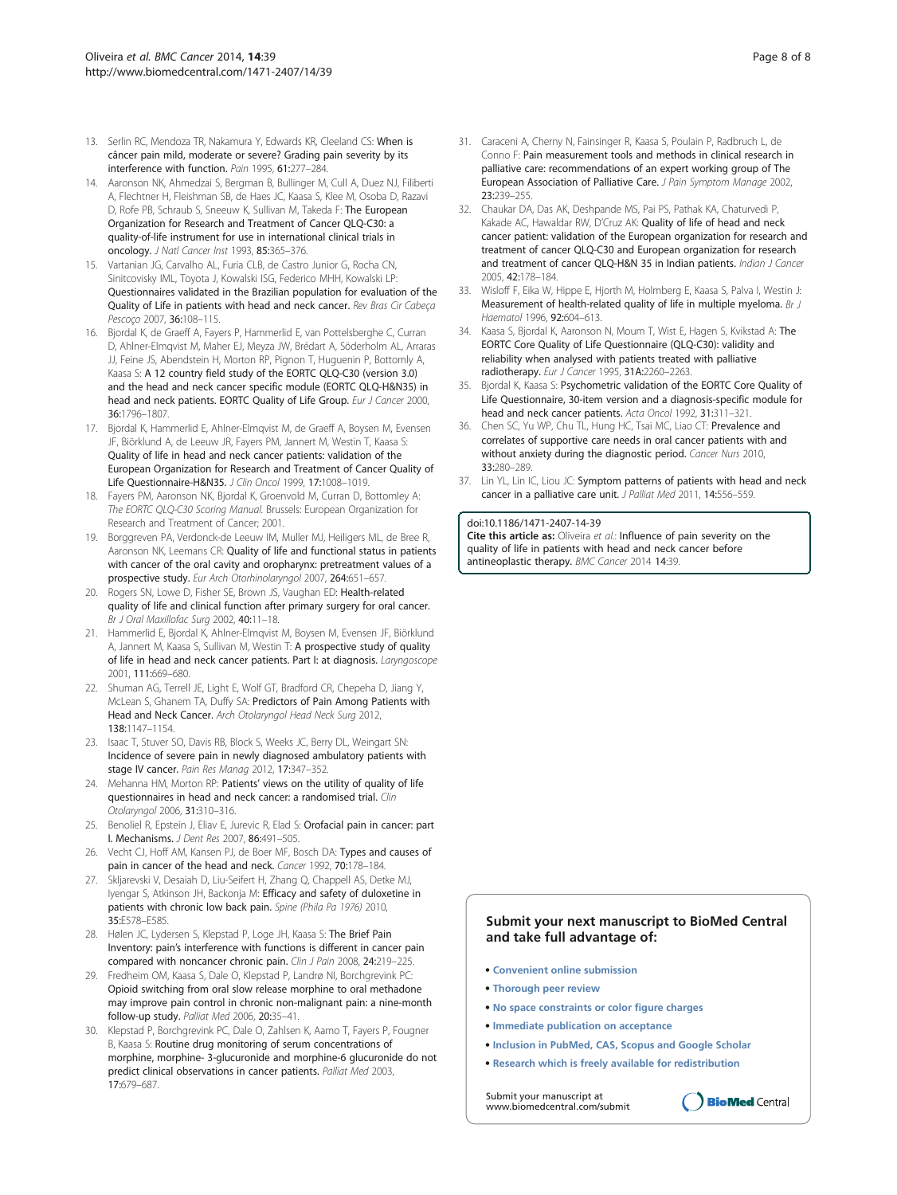13. Serlin RC, Mendoza TR, Nakamura Y, Edwards KR, Cleeland CS: When is câncer pain mild, moderate or severe? Grading pain severity by its interference with function. *Pain* 1995, 61:277–284.
14. Aaronson NK, Ahmedzai S, Bergman B, Bullinger M, Cull A, Duez NJ, Filiberti A, Flechtner H, Fleishman SB, de Haes JC, Kaasa S, Klee M, Osoba D, Razavi D, Rofe PB, Schraub S, Sneeuw K, Sullivan M, Takeda F: The European Organization for Research and Treatment of Cancer QLQ-C30: a quality-of-life instrument for use in international clinical trials in oncology. *J Natl Cancer Inst* 1993, 85:365–376.
15. Vartanian JG, Carvalho AL, Furia CLB, de Castro Junior G, Rocha CN, Sinitcovisky IML, Toyota J, Kowalski ISG, Federico MHH, Kowalski LP: Questionnaires validated in the Brazilian population for evaluation of the Quality of Life in patients with head and neck cancer. *Rev Bras Cir Cabeça Pescoço* 2007, 36:108–115.
16. Bjordal K, de Graeff A, Fayers P, Hammerlid E, van Pottelsberghe C, Curran D, Ahlner-Elmqvist M, Maher EJ, Meyza JW, Brédart A, Söderholm AL, Arraras JJ, Feine JS, Abendstein H, Morton RP, Pignon T, Huguenin P, Bottomly A, Kaasa S: A 12 country field study of the EORTC QLQ-C30 (version 3.0) and the head and neck cancer specific module (EORTC QLQ-H&N35) in head and neck patients. EORTC Quality of Life Group. *Eur J Cancer* 2000, 36:1796–1807.
17. Bjordal K, Hammerlid E, Ahlner-Elmqvist M, de Graeff A, Boysen M, Evensen JF, Biörklund A, de Leeuw JR, Fayers PM, Jannert M, Westin T, Kaasa S: Quality of life in head and neck cancer patients: validation of the European Organization for Research and Treatment of Cancer Quality of Life Questionnaire-H&N35. *J Clin Oncol* 1999, 17:1008–1019.
18. Fayers PM, Aaronson NK, Bjordal K, Groenvold M, Curran D, Bottomley A: *The EORTC QLQ-C30 Scoring Manual.* Brussels: European Organization for Research and Treatment of Cancer; 2001.
19. Borggreven PA, Verdonck-de Leeuw IM, Muller MJ, Heiligers ML, de Bree R, Aaronson NK, Leemans CR: Quality of life and functional status in patients with cancer of the oral cavity and oropharynx: pretreatment values of a prospective study. *Eur Arch Otorhinolaryngol* 2007, 264:651–657.
20. Rogers SN, Lowe D, Fisher SE, Brown JS, Vaughan ED: Health-related quality of life and clinical function after primary surgery for oral cancer. *Br J Oral Maxillofac Surg* 2002, 40:11–18.
21. Hammerlid E, Bjordal K, Ahlner-Elmqvist M, Boysen M, Evensen JF, Biörklund A, Jannert M, Kaasa S, Sullivan M, Westin T: A prospective study of quality of life in head and neck cancer patients. Part I: at diagnosis. *Laryngoscope* 2001, 111:669–680.
22. Shuman AG, Terrell JE, Light E, Wolf GT, Bradford CR, Chepeha D, Jiang Y, McLean S, Ghanem TA, Duffy SA: Predictors of Pain Among Patients with Head and Neck Cancer. *Arch Otolaryngol Head Neck Surg* 2012, 138:1147–1154.
23. Isaac T, Stuver SO, Davis RB, Block S, Weeks JC, Berry DL, Weingart SN: Incidence of severe pain in newly diagnosed ambulatory patients with stage IV cancer. *Pain Res Manag* 2012, 17:347–352.
24. Mehanna HM, Morton RP: Patients' views on the utility of quality of life questionnaires in head and neck cancer: a randomised trial. *Clin Otolaryngol* 2006, 31:310–316.
25. Benoliel R, Epstein J, Eliav E, Jurevic R, Elad S: Orofacial pain in cancer: part I. Mechanisms. *J Dent Res* 2007, 86:491–505.
26. Vecht CJ, Hoff AM, Kansen PJ, de Boer MF, Bosch DA: Types and causes of pain in cancer of the head and neck. *Cancer* 1992, 70:178–184.
27. Skljarevski V, Desaiah D, Liu-Seifert H, Zhang Q, Chappell AS, Detke MJ, Iyengar S, Atkinson JH, Backonja M: Efficacy and safety of duloxetine in patients with chronic low back pain. *Spine (Phila Pa 1976)* 2010, 35:E578–E585.
28. Hølen JC, Lydersen S, Klepstad P, Loge JH, Kaasa S: The Brief Pain Inventory: pain's interference with functions is different in cancer pain compared with noncancer chronic pain. *Clin J Pain* 2008, 24:219–225.
29. Fredheim OM, Kaasa S, Dale O, Klepstad P, Landrø NI, Borchgrevink PC: Opioid switching from oral slow release morphine to oral methadone may improve pain control in chronic non-malignant pain: a nine-month follow-up study. *Palliat Med* 2006, 20:35–41.
30. Klepstad P, Borchgrevink PC, Dale O, Zahlsen K, Aamo T, Fayers P, Fougner B, Kaasa S: Routine drug monitoring of serum concentrations of morphine, morphine- 3-glucuronide and morphine-6 glucuronide do not predict clinical observations in cancer patients. *Palliat Med* 2003, 17:679–687.
31. Caraceni A, Cherny N, Fainsinger R, Kaasa S, Poulain P, Radbruch L, de Conno F: Pain measurement tools and methods in clinical research in palliative care: recommendations of an expert working group of The European Association of Palliative Care. *J Pain Symptom Manage* 2002, 23:239–255.
32. Chaukar DA, Das AK, Deshpande MS, Pai PS, Pathak KA, Chaturvedi P, Kakade AC, Hawaldar RW, D'Cruz AK: Quality of life of head and neck cancer patient: validation of the European organization for research and treatment of cancer QLQ-C30 and European organization for research and treatment of cancer QLQ-H&N 35 in Indian patients. *Indian J Cancer* 2005, 42:178–184.
33. Wisloff F, Eika W, Hippe E, Hjorth M, Holmberg E, Kaasa S, Palva I, Westin J: Measurement of health-related quality of life in multiple myeloma. *Br J Haematol* 1996, 92:604–613.
34. Kaasa S, Bjordal K, Aaronson N, Moum T, Wist E, Hagen S, Kvikstad A: The EORTC Core Quality of Life Questionnaire (QLQ-C30): validity and reliability when analysed with patients treated with palliative radiotherapy. *Eur J Cancer* 1995, 31A:2260–2263.
35. Bjordal K, Kaasa S: Psychometric validation of the EORTC Core Quality of Life Questionnaire, 30-item version and a diagnosis-specific module for head and neck cancer patients. *Acta Oncol* 1992, 31:311–321.
36. Chen SC, Yu WP, Chu TL, Hung HC, Tsai MC, Liao CT: Prevalence and correlates of supportive care needs in oral cancer patients with and without anxiety during the diagnostic period. *Cancer Nurs* 2010, 33:280–289.
37. Lin YL, Lin IC, Liou JC: Symptom patterns of patients with head and neck cancer in a palliative care unit. *J Palliat Med* 2011, 14:556–559.

doi:10.1186/1471-2407-14-39

**Cite this article as:** Oliveira *et al.*: Influence of pain severity on the quality of life in patients with head and neck cancer before antineoplastic therapy. *BMC Cancer* 2014 14:39.

**Submit your next manuscript to BioMed Central and take full advantage of:**

- **Convenient online submission**
- **Thorough peer review**
- **No space constraints or color figure charges**
- **Immediate publication on acceptance**
- **Inclusion in PubMed, CAS, Scopus and Google Scholar**
- **Research which is freely available for redistribution**

Submit your manuscript at
www.biomedcentral.com/submit

BioMed Central